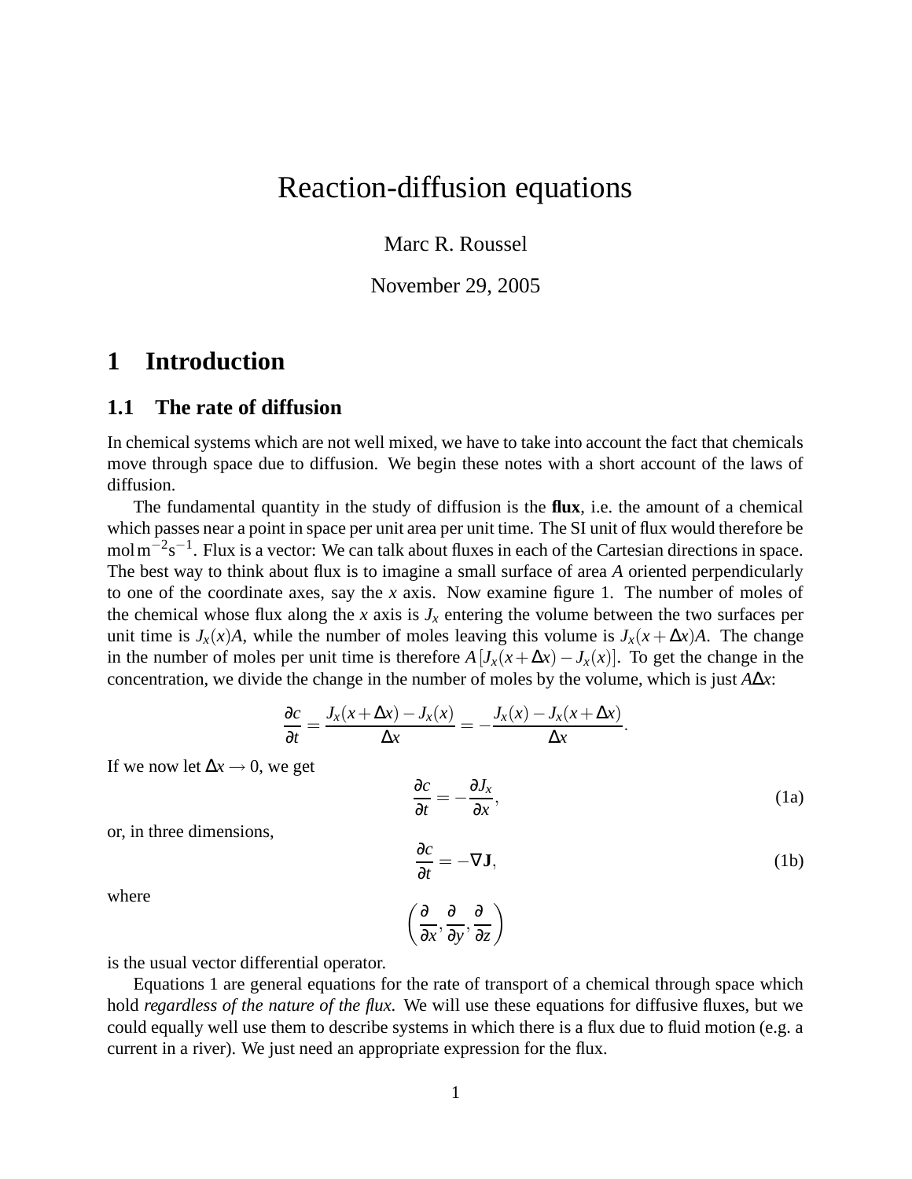# Reaction-diffusion equations

Marc R. Roussel

November 29, 2005

## 1 Introduction

### 1.1 The rate of diffusion

In chemical systems which are not well mixed, we have to take into account the fact that chemicals move through space due to diffusion. We begin these notes with a short account of the laws of diffusion.

The fundamental quantity in the study of diffusion is the **flux**, i.e. the amount of a chemical which passes near a point in space per unit area per unit time. The SI unit of flux would therefore be $\text{mol}\,\text{m}^{-2}\text{s}^{-1}$. Flux is a vector: We can talk about fluxes in each of the Cartesian directions in space. The best way to think about flux is to imagine a small surface of area $A$ oriented perpendicularly to one of the coordinate axes, say the $x$ axis. Now examine figure 1. The number of moles of the chemical whose flux along the $x$ axis is $J_x$ entering the volume between the two surfaces per unit time is $J_x(x)A$, while the number of moles leaving this volume is $J_x(x+\Delta x)A$. The change in the number of moles per unit time is therefore $A\left[J_x(x+\Delta x) - J_x(x)\right]$. To get the change in the concentration, we divide the change in the number of moles by the volume, which is just $A\Delta x$:

$$\frac{\partial c}{\partial t} = \frac{J_x(x+\Delta x) - J_x(x)}{\Delta x} = -\frac{J_x(x) - J_x(x+\Delta x)}{\Delta x}.$$

If we now let $\Delta x \to 0$, we get

$$\frac{\partial c}{\partial t} = -\frac{\partial J_x}{\partial x}, \tag{1a}$$

or, in three dimensions,

$$\frac{\partial c}{\partial t} = -\nabla \mathbf{J}, \tag{1b}$$

where

$$\left(\frac{\partial}{\partial x}, \frac{\partial}{\partial y}, \frac{\partial}{\partial z}\right)$$

is the usual vector differential operator.

Equations 1 are general equations for the rate of transport of a chemical through space which hold *regardless of the nature of the flux.* We will use these equations for diffusive fluxes, but we could equally well use them to describe systems in which there is a flux due to fluid motion (e.g. a current in a river). We just need an appropriate expression for the flux.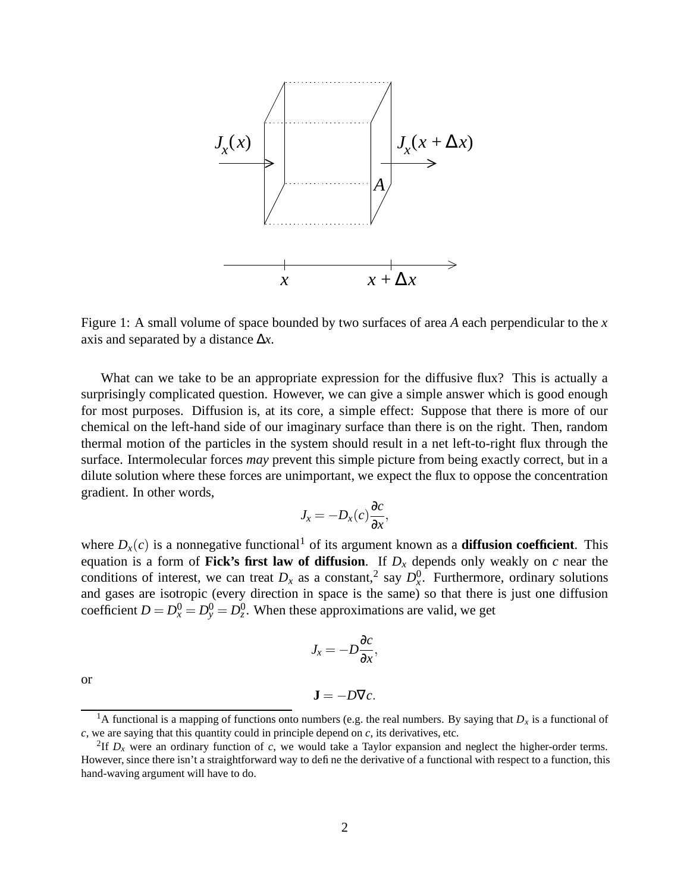Figure 1: A small volume of space bounded by two surfaces of area $A$ each perpendicular to the $x$ axis and separated by a distance $\Delta x$.

What can we take to be an appropriate expression for the diffusive flux? This is actually a surprisingly complicated question. However, we can give a simple answer which is good enough for most purposes. Diffusion is, at its core, a simple effect: Suppose that there is more of our chemical on the left-hand side of our imaginary surface than there is on the right. Then, random thermal motion of the particles in the system should result in a net left-to-right flux through the surface. Intermolecular forces *may* prevent this simple picture from being exactly correct, but in a dilute solution where these forces are unimportant, we expect the flux to oppose the concentration gradient. In other words,

$$J_x = -D_x(c)\frac{\partial c}{\partial x},$$

where $D_x(c)$ is a nonnegative functional[1] of its argument known as a **diffusion coefficient**. This equation is a form of **Fick's first law of diffusion**. If $D_x$ depends only weakly on $c$ near the conditions of interest, we can treat $D_x$ as a constant,[2] say $D_x^0$. Furthermore, ordinary solutions and gases are isotropic (every direction in space is the same) so that there is just one diffusion coefficient $D = D_x^0 = D_y^0 = D_z^0$. When these approximations are valid, we get

$$J_x = -D\frac{\partial c}{\partial x},$$

or

$$\mathbf{J} = -D\nabla c.$$

[1] A functional is a mapping of functions onto numbers (e.g. the real numbers. By saying that $D_x$ is a functional of $c$, we are saying that this quantity could in principle depend on $c$, its derivatives, etc.

[2] If $D_x$ were an ordinary function of $c$, we would take a Taylor expansion and neglect the higher-order terms. However, since there isn't a straightforward way to define the derivative of a functional with respect to a function, this hand-waving argument will have to do.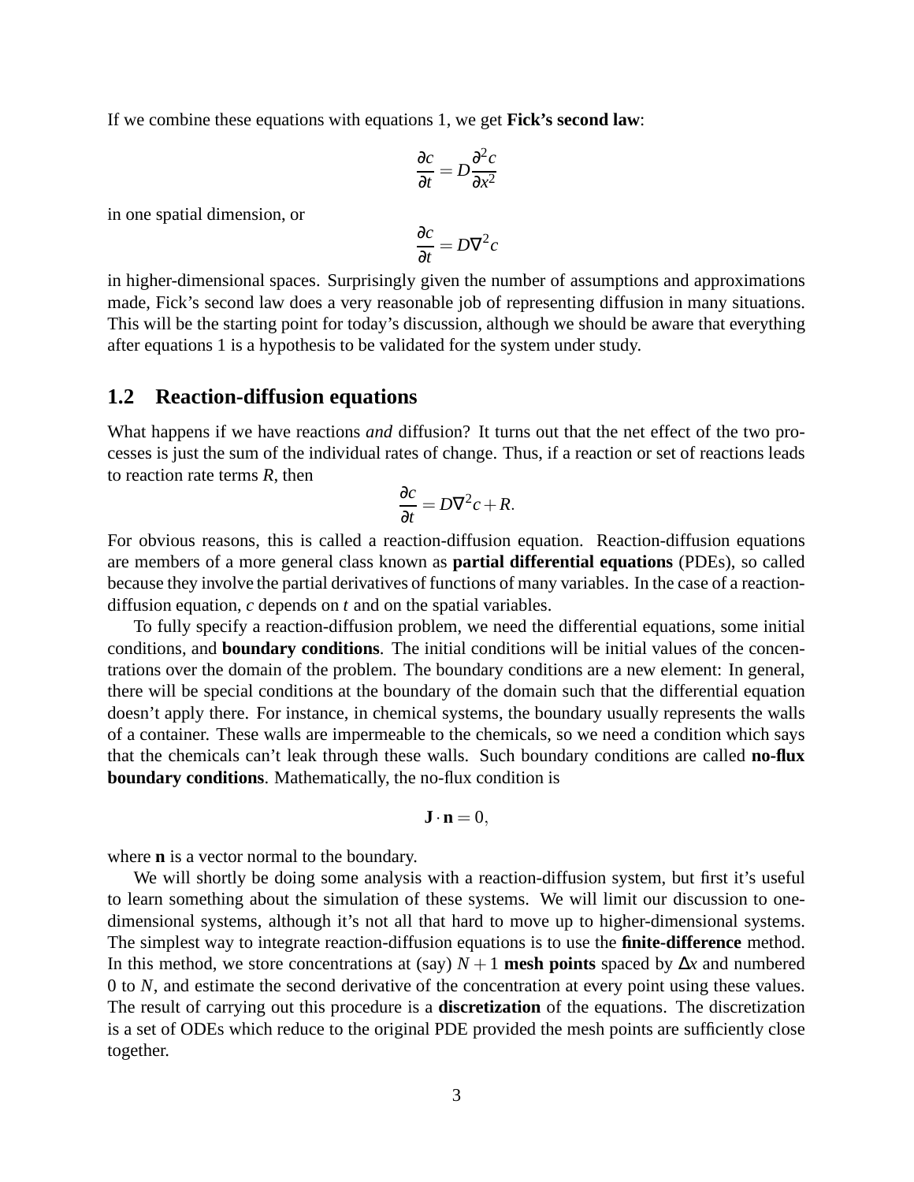If we combine these equations with equations 1, we get **Fick's second law**:

$$\frac{\partial c}{\partial t} = D\frac{\partial^2 c}{\partial x^2}$$

in one spatial dimension, or

$$\frac{\partial c}{\partial t} = D\nabla^2 c$$

in higher-dimensional spaces. Surprisingly given the number of assumptions and approximations made, Fick's second law does a very reasonable job of representing diffusion in many situations. This will be the starting point for today's discussion, although we should be aware that everything after equations 1 is a hypothesis to be validated for the system under study.

## 1.2 Reaction-diffusion equations

What happens if we have reactions *and* diffusion? It turns out that the net effect of the two processes is just the sum of the individual rates of change. Thus, if a reaction or set of reactions leads to reaction rate terms $R$, then

$$\frac{\partial c}{\partial t} = D\nabla^2 c + R.$$

For obvious reasons, this is called a reaction-diffusion equation. Reaction-diffusion equations are members of a more general class known as **partial differential equations** (PDEs), so called because they involve the partial derivatives of functions of many variables. In the case of a reaction-diffusion equation, $c$ depends on $t$ and on the spatial variables.

To fully specify a reaction-diffusion problem, we need the differential equations, some initial conditions, and **boundary conditions**. The initial conditions will be initial values of the concentrations over the domain of the problem. The boundary conditions are a new element: In general, there will be special conditions at the boundary of the domain such that the differential equation doesn't apply there. For instance, in chemical systems, the boundary usually represents the walls of a container. These walls are impermeable to the chemicals, so we need a condition which says that the chemicals can't leak through these walls. Such boundary conditions are called **no-flux boundary conditions**. Mathematically, the no-flux condition is

$$\mathbf{J} \cdot \mathbf{n} = 0,$$

where $\mathbf{n}$ is a vector normal to the boundary.

We will shortly be doing some analysis with a reaction-diffusion system, but first it's useful to learn something about the simulation of these systems. We will limit our discussion to one-dimensional systems, although it's not all that hard to move up to higher-dimensional systems. The simplest way to integrate reaction-diffusion equations is to use the **finite-difference** method. In this method, we store concentrations at (say) $N+1$ **mesh points** spaced by $\Delta x$ and numbered 0 to $N$, and estimate the second derivative of the concentration at every point using these values. The result of carrying out this procedure is a **discretization** of the equations. The discretization is a set of ODEs which reduce to the original PDE provided the mesh points are sufficiently close together.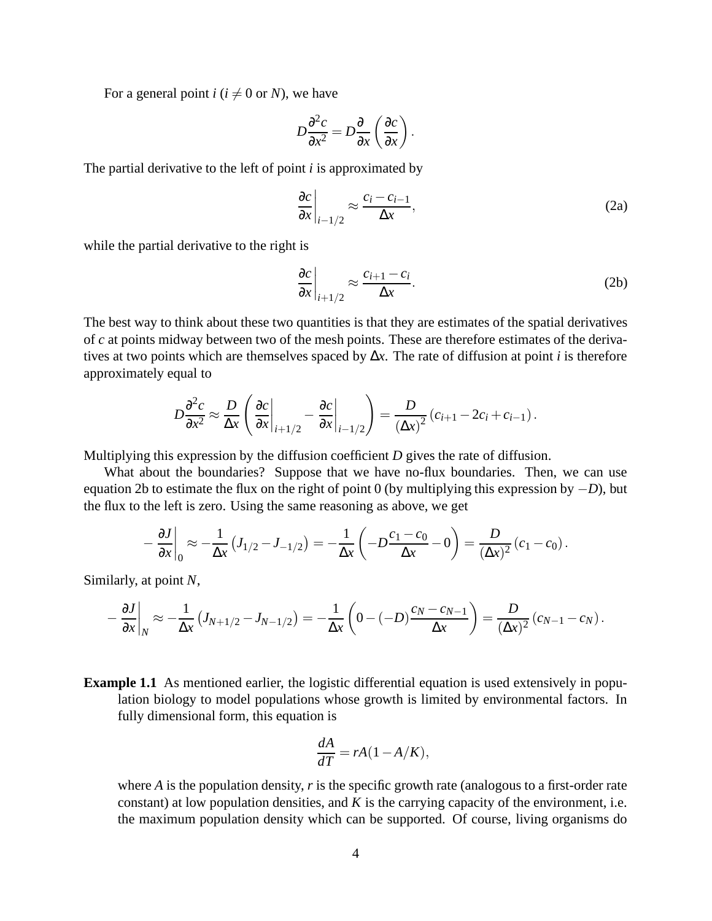For a general point $i$ ($i \neq 0$ or $N$), we have

$$D\frac{\partial^2 c}{\partial x^2} = D\frac{\partial}{\partial x}\left(\frac{\partial c}{\partial x}\right).$$

The partial derivative to the left of point $i$ is approximated by

$$\left.\frac{\partial c}{\partial x}\right|_{i-1/2} \approx \frac{c_i - c_{i-1}}{\Delta x}, \tag{2a}$$

while the partial derivative to the right is

$$\left.\frac{\partial c}{\partial x}\right|_{i+1/2} \approx \frac{c_{i+1} - c_i}{\Delta x}. \tag{2b}$$

The best way to think about these two quantities is that they are estimates of the spatial derivatives of $c$ at points midway between two of the mesh points. These are therefore estimates of the derivatives at two points which are themselves spaced by $\Delta x$. The rate of diffusion at point $i$ is therefore approximately equal to

$$D\frac{\partial^2 c}{\partial x^2} \approx \frac{D}{\Delta x}\left(\left.\frac{\partial c}{\partial x}\right|_{i+1/2} - \left.\frac{\partial c}{\partial x}\right|_{i-1/2}\right) = \frac{D}{(\Delta x)^2}\left(c_{i+1} - 2c_i + c_{i-1}\right).$$

Multiplying this expression by the diffusion coefficient $D$ gives the rate of diffusion.

What about the boundaries? Suppose that we have no-flux boundaries. Then, we can use equation 2b to estimate the flux on the right of point 0 (by multiplying this expression by $-D$), but the flux to the left is zero. Using the same reasoning as above, we get

$$-\left.\frac{\partial J}{\partial x}\right|_0 \approx -\frac{1}{\Delta x}\left(J_{1/2} - J_{-1/2}\right) = -\frac{1}{\Delta x}\left(-D\frac{c_1 - c_0}{\Delta x} - 0\right) = \frac{D}{(\Delta x)^2}\left(c_1 - c_0\right).$$

Similarly, at point $N$,

$$-\left.\frac{\partial J}{\partial x}\right|_N \approx -\frac{1}{\Delta x}\left(J_{N+1/2} - J_{N-1/2}\right) = -\frac{1}{\Delta x}\left(0 - (-D)\frac{c_N - c_{N-1}}{\Delta x}\right) = \frac{D}{(\Delta x)^2}\left(c_{N-1} - c_N\right).$$

**Example 1.1** As mentioned earlier, the logistic differential equation is used extensively in population biology to model populations whose growth is limited by environmental factors. In fully dimensional form, this equation is

$$\frac{dA}{dT} = rA(1 - A/K),$$

where $A$ is the population density, $r$ is the specific growth rate (analogous to a first-order rate constant) at low population densities, and $K$ is the carrying capacity of the environment, i.e. the maximum population density which can be supported. Of course, living organisms do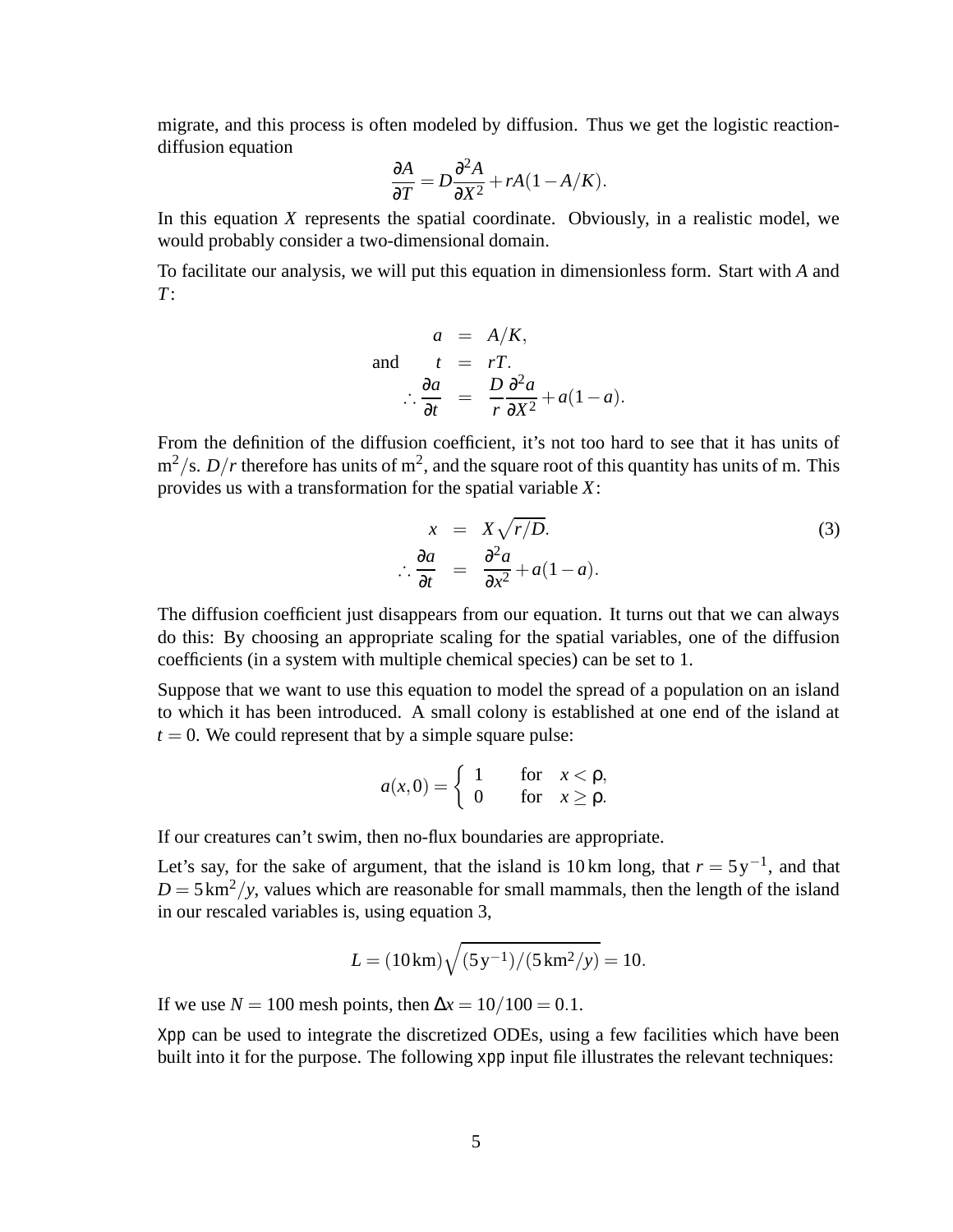migrate, and this process is often modeled by diffusion. Thus we get the logistic reaction-diffusion equation

$$\frac{\partial A}{\partial T} = D\frac{\partial^2 A}{\partial X^2} + rA(1 - A/K).$$

In this equation $X$ represents the spatial coordinate. Obviously, in a realistic model, we would probably consider a two-dimensional domain.

To facilitate our analysis, we will put this equation in dimensionless form. Start with $A$ and $T$:

$$\begin{aligned} a &= A/K, \\ \text{and} \qquad t &= rT. \\ \therefore \frac{\partial a}{\partial t} &= \frac{D}{r}\frac{\partial^2 a}{\partial X^2} + a(1-a). \end{aligned}$$

From the definition of the diffusion coefficient, it's not too hard to see that it has units of $\mathrm{m}^2/\mathrm{s}$. $D/r$ therefore has units of $\mathrm{m}^2$, and the square root of this quantity has units of m. This provides us with a transformation for the spatial variable $X$:

$$\begin{aligned} x &= X\sqrt{r/D}. \qquad (3) \\ \therefore \frac{\partial a}{\partial t} &= \frac{\partial^2 a}{\partial x^2} + a(1-a). \end{aligned}$$

The diffusion coefficient just disappears from our equation. It turns out that we can always do this: By choosing an appropriate scaling for the spatial variables, one of the diffusion coefficients (in a system with multiple chemical species) can be set to 1.

Suppose that we want to use this equation to model the spread of a population on an island to which it has been introduced. A small colony is established at one end of the island at $t = 0$. We could represent that by a simple square pulse:

$$a(x,0) = \begin{cases} 1 & \text{for} \quad x < \rho, \\ 0 & \text{for} \quad x \geq \rho. \end{cases}$$

If our creatures can't swim, then no-flux boundaries are appropriate.

Let's say, for the sake of argument, that the island is 10 km long, that $r = 5\,\mathrm{y}^{-1}$, and that $D = 5\,\mathrm{km}^2/y$, values which are reasonable for small mammals, then the length of the island in our rescaled variables is, using equation 3,

$$L = (10\,\mathrm{km})\sqrt{(5\,\mathrm{y}^{-1})/(5\,\mathrm{km}^2/y)} = 10.$$

If we use $N = 100$ mesh points, then $\Delta x = 10/100 = 0.1$.

Xpp can be used to integrate the discretized ODEs, using a few facilities which have been built into it for the purpose. The following xpp input file illustrates the relevant techniques: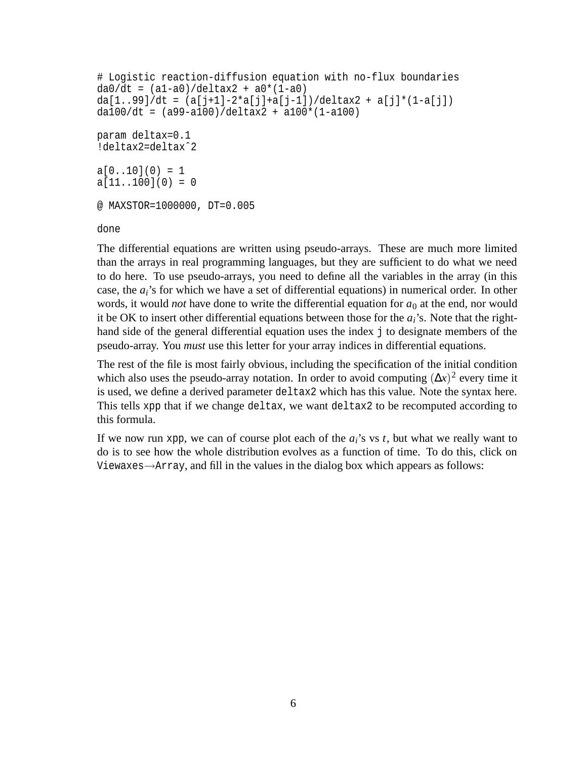```
# Logistic reaction-diffusion equation with no-flux boundaries
da0/dt = (a1-a0)/deltax2 + a0*(1-a0)
da[1..99]/dt = (a[j+1]-2*a[j]+a[j-1])/deltax2 + a[j]*(1-a[j])
da100/dt = (a99-a100)/deltax2 + a100*(1-a100)

param deltax=0.1
!deltax2=deltax^2

a[0..10](0) = 1
a[11..100](0) = 0

@ MAXSTOR=1000000, DT=0.005

done
```

The differential equations are written using pseudo-arrays. These are much more limited than the arrays in real programming languages, but they are sufficient to do what we need to do here. To use pseudo-arrays, you need to define all the variables in the array (in this case, the $a_i$'s for which we have a set of differential equations) in numerical order. In other words, it would *not* have done to write the differential equation for $a_0$ at the end, nor would it be OK to insert other differential equations between those for the $a_i$'s. Note that the right-hand side of the general differential equation uses the index `j` to designate members of the pseudo-array. You *must* use this letter for your array indices in differential equations.

The rest of the file is most fairly obvious, including the specification of the initial condition which also uses the pseudo-array notation. In order to avoid computing $(\Delta x)^2$ every time it is used, we define a derived parameter `deltax2` which has this value. Note the syntax here. This tells `xpp` that if we change `deltax`, we want `deltax2` to be recomputed according to this formula.

If we now run `xpp`, we can of course plot each of the $a_i$'s vs $t$, but what we really want to do is to see how the whole distribution evolves as a function of time. To do this, click on `Viewaxes`→`Array`, and fill in the values in the dialog box which appears as follows: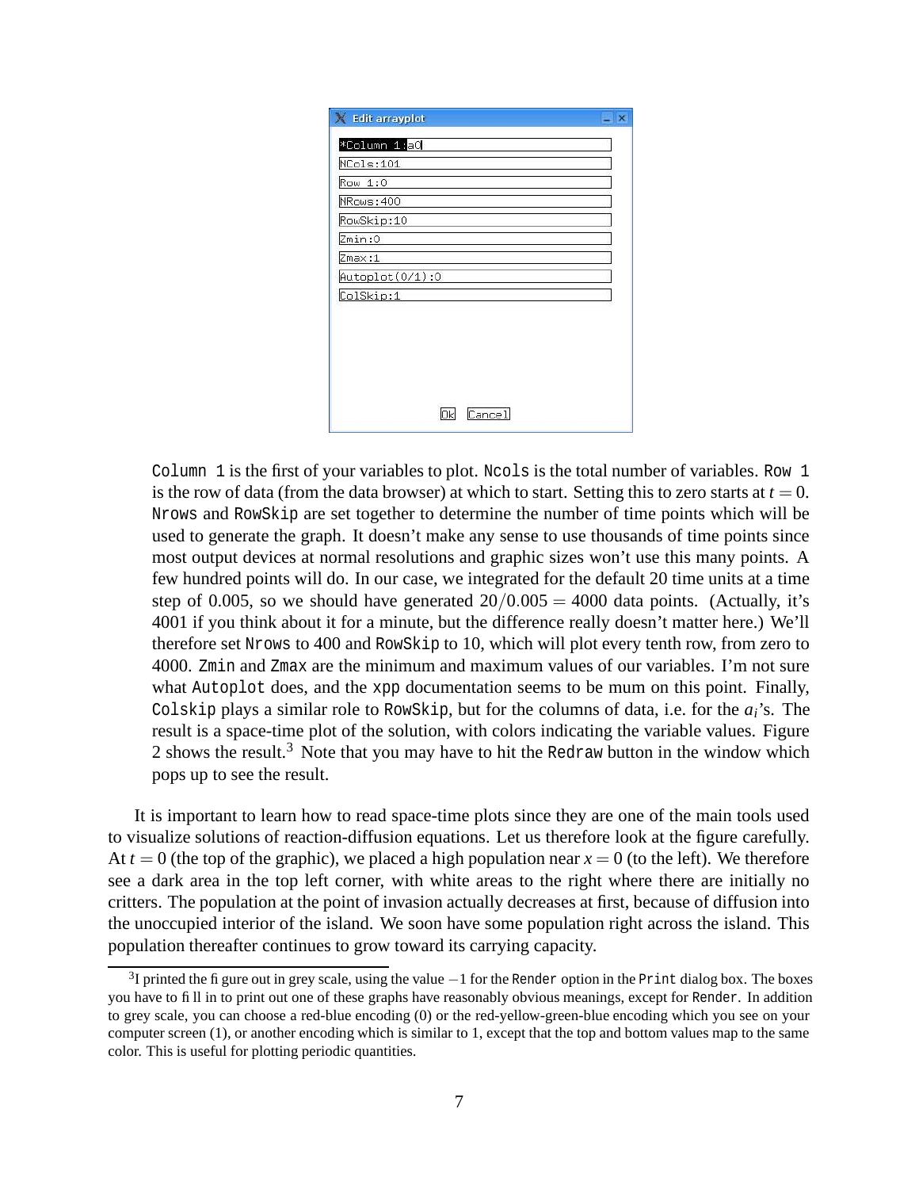Column 1 is the first of your variables to plot. Ncols is the total number of variables. Row 1 is the row of data (from the data browser) at which to start. Setting this to zero starts at $t = 0$. Nrows and RowSkip are set together to determine the number of time points which will be used to generate the graph. It doesn't make any sense to use thousands of time points since most output devices at normal resolutions and graphic sizes won't use this many points. A few hundred points will do. In our case, we integrated for the default 20 time units at a time step of 0.005, so we should have generated $20/0.005 = 4000$ data points. (Actually, it's 4001 if you think about it for a minute, but the difference really doesn't matter here.) We'll therefore set Nrows to 400 and RowSkip to 10, which will plot every tenth row, from zero to 4000. Zmin and Zmax are the minimum and maximum values of our variables. I'm not sure what Autoplot does, and the xpp documentation seems to be mum on this point. Finally, Colskip plays a similar role to RowSkip, but for the columns of data, i.e. for the $a_i$'s. The result is a space-time plot of the solution, with colors indicating the variable values. Figure 2 shows the result.[3] Note that you may have to hit the Redraw button in the window which pops up to see the result.

It is important to learn how to read space-time plots since they are one of the main tools used to visualize solutions of reaction-diffusion equations. Let us therefore look at the figure carefully. At $t = 0$ (the top of the graphic), we placed a high population near $x = 0$ (to the left). We therefore see a dark area in the top left corner, with white areas to the right where there are initially no critters. The population at the point of invasion actually decreases at first, because of diffusion into the unoccupied interior of the island. We soon have some population right across the island. This population thereafter continues to grow toward its carrying capacity.

[3] I printed the figure out in grey scale, using the value $-1$ for the Render option in the Print dialog box. The boxes you have to fill in to print out one of these graphs have reasonably obvious meanings, except for Render. In addition to grey scale, you can choose a red-blue encoding (0) or the red-yellow-green-blue encoding which you see on your computer screen (1), or another encoding which is similar to 1, except that the top and bottom values map to the same color. This is useful for plotting periodic quantities.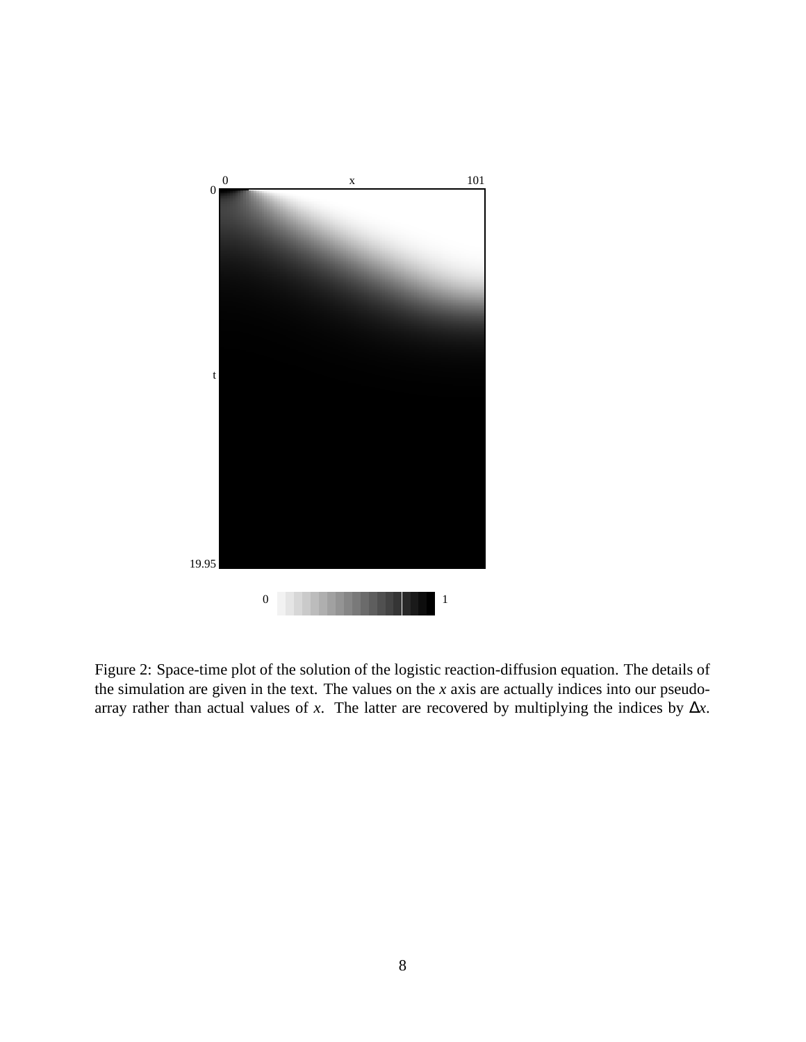Figure 2: Space-time plot of the solution of the logistic reaction-diffusion equation. The details of the simulation are given in the text. The values on the $x$ axis are actually indices into our pseudo-array rather than actual values of $x$. The latter are recovered by multiplying the indices by $\Delta x$.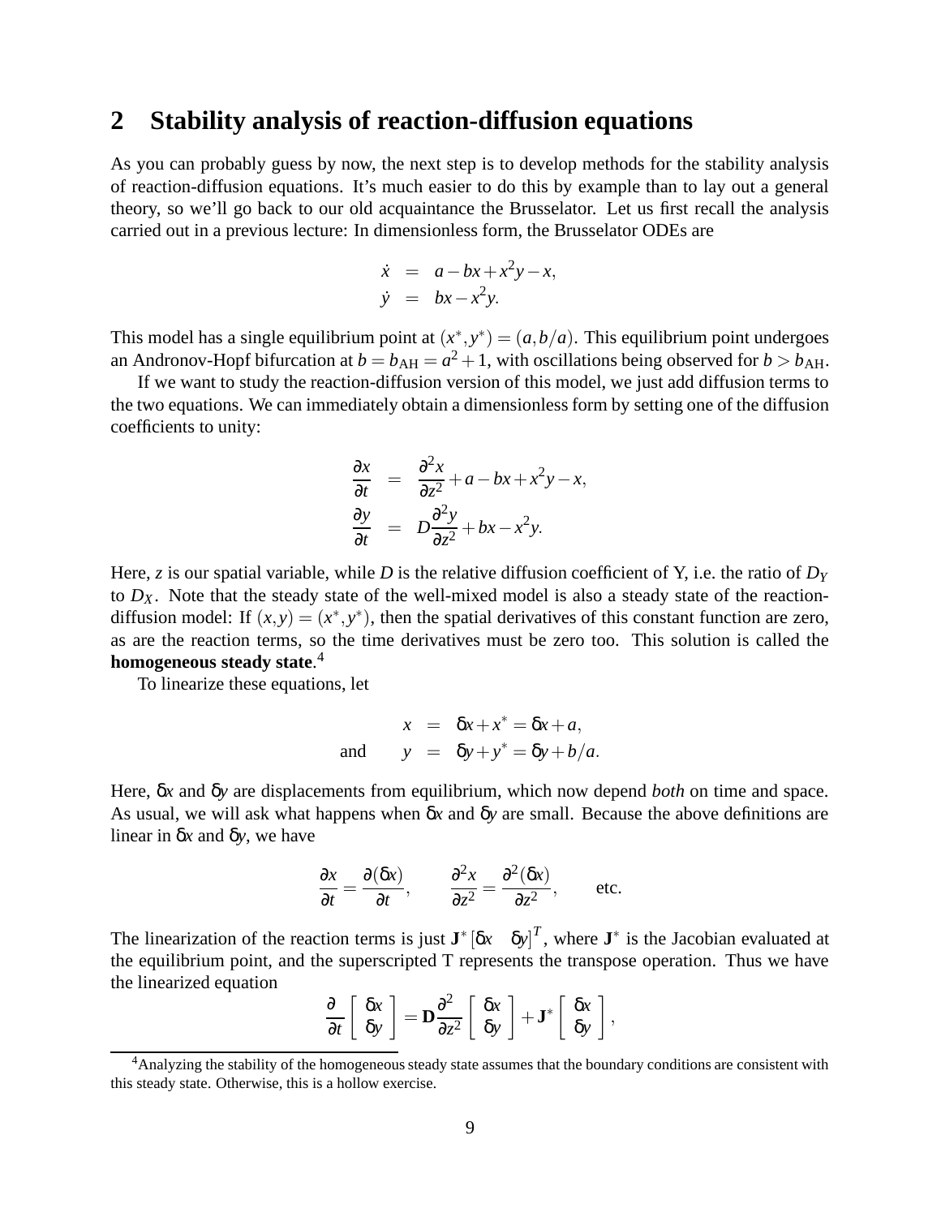## 2 Stability analysis of reaction-diffusion equations

As you can probably guess by now, the next step is to develop methods for the stability analysis of reaction-diffusion equations. It's much easier to do this by example than to lay out a general theory, so we'll go back to our old acquaintance the Brusselator. Let us first recall the analysis carried out in a previous lecture: In dimensionless form, the Brusselator ODEs are

$$
\begin{aligned}
\dot{x} &= a - bx + x^2 y - x, \\
\dot{y} &= bx - x^2 y.
\end{aligned}
$$

This model has a single equilibrium point at $(x^*, y^*) = (a, b/a)$. This equilibrium point undergoes an Andronov-Hopf bifurcation at $b = b_{\mathrm{AH}} = a^2 + 1$, with oscillations being observed for $b > b_{\mathrm{AH}}$.

If we want to study the reaction-diffusion version of this model, we just add diffusion terms to the two equations. We can immediately obtain a dimensionless form by setting one of the diffusion coefficients to unity:

$$
\begin{aligned}
\frac{\partial x}{\partial t} &= \frac{\partial^2 x}{\partial z^2} + a - bx + x^2 y - x, \\
\frac{\partial y}{\partial t} &= D\frac{\partial^2 y}{\partial z^2} + bx - x^2 y.
\end{aligned}
$$

Here, $z$ is our spatial variable, while $D$ is the relative diffusion coefficient of Y, i.e. the ratio of $D_Y$ to $D_X$. Note that the steady state of the well-mixed model is also a steady state of the reaction-diffusion model: If $(x, y) = (x^*, y^*)$, then the spatial derivatives of this constant function are zero, as are the reaction terms, so the time derivatives must be zero too. This solution is called the **homogeneous steady state**.[4]

To linearize these equations, let

$$
\begin{aligned}
x &= \delta x + x^* = \delta x + a, \\
\text{and} \qquad y &= \delta y + y^* = \delta y + b/a.
\end{aligned}
$$

Here, $\delta x$ and $\delta y$ are displacements from equilibrium, which now depend *both* on time and space. As usual, we will ask what happens when $\delta x$ and $\delta y$ are small. Because the above definitions are linear in $\delta x$ and $\delta y$, we have

$$
\frac{\partial x}{\partial t} = \frac{\partial (\delta x)}{\partial t}, \qquad \frac{\partial^2 x}{\partial z^2} = \frac{\partial^2 (\delta x)}{\partial z^2}, \qquad \text{etc.}
$$

The linearization of the reaction terms is just $\mathbf{J}^* [\delta x \quad \delta y]^T$, where $\mathbf{J}^*$ is the Jacobian evaluated at the equilibrium point, and the superscripted T represents the transpose operation. Thus we have the linearized equation

$$
\frac{\partial}{\partial t} \begin{bmatrix} \delta x \\ \delta y \end{bmatrix} = \mathbf{D} \frac{\partial^2}{\partial z^2} \begin{bmatrix} \delta x \\ \delta y \end{bmatrix} + \mathbf{J}^* \begin{bmatrix} \delta x \\ \delta y \end{bmatrix},
$$

[4] Analyzing the stability of the homogeneous steady state assumes that the boundary conditions are consistent with this steady state. Otherwise, this is a hollow exercise.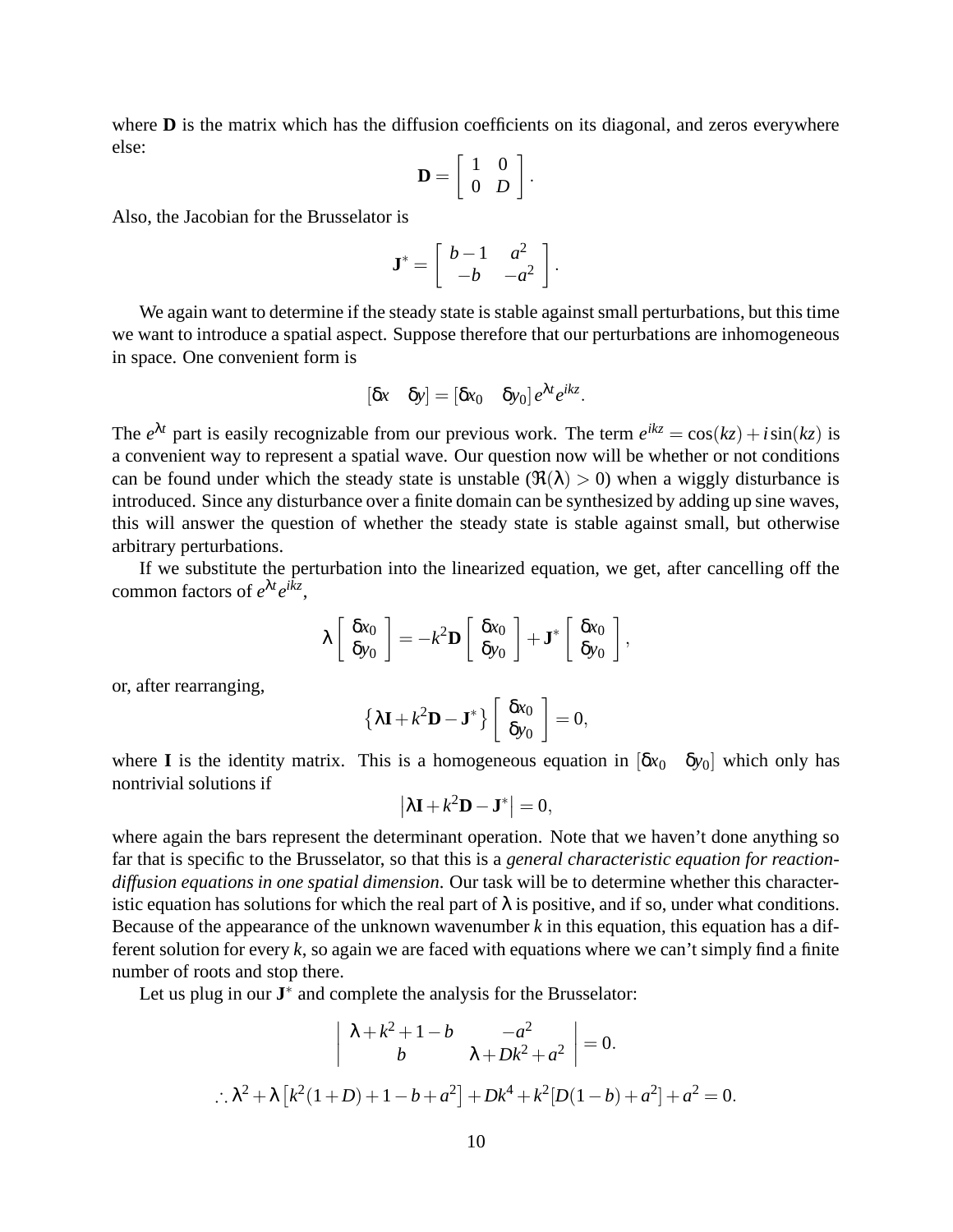where $\mathbf{D}$ is the matrix which has the diffusion coefficients on its diagonal, and zeros everywhere else:

$$\mathbf{D} = \begin{bmatrix} 1 & 0 \\ 0 & D \end{bmatrix}.$$

Also, the Jacobian for the Brusselator is

$$\mathbf{J}^* = \begin{bmatrix} b-1 & a^2 \\ -b & -a^2 \end{bmatrix}.$$

We again want to determine if the steady state is stable against small perturbations, but this time we want to introduce a spatial aspect. Suppose therefore that our perturbations are inhomogeneous in space. One convenient form is

$$[\delta x \quad \delta y] = [\delta x_0 \quad \delta y_0]\, e^{\lambda t} e^{ikz}.$$

The $e^{\lambda t}$ part is easily recognizable from our previous work. The term $e^{ikz} = \cos(kz) + i\sin(kz)$ is a convenient way to represent a spatial wave. Our question now will be whether or not conditions can be found under which the steady state is unstable ($\Re(\lambda) > 0$) when a wiggly disturbance is introduced. Since any disturbance over a finite domain can be synthesized by adding up sine waves, this will answer the question of whether the steady state is stable against small, but otherwise arbitrary perturbations.

If we substitute the perturbation into the linearized equation, we get, after cancelling off the common factors of $e^{\lambda t} e^{ikz}$,

$$\lambda \begin{bmatrix} \delta x_0 \\ \delta y_0 \end{bmatrix} = -k^2 \mathbf{D} \begin{bmatrix} \delta x_0 \\ \delta y_0 \end{bmatrix} + \mathbf{J}^* \begin{bmatrix} \delta x_0 \\ \delta y_0 \end{bmatrix},$$

or, after rearranging,

$$\left\{ \lambda \mathbf{I} + k^2 \mathbf{D} - \mathbf{J}^* \right\} \begin{bmatrix} \delta x_0 \\ \delta y_0 \end{bmatrix} = 0,$$

where $\mathbf{I}$ is the identity matrix. This is a homogeneous equation in $[\delta x_0 \quad \delta y_0]$ which only has nontrivial solutions if

$$\left| \lambda \mathbf{I} + k^2 \mathbf{D} - \mathbf{J}^* \right| = 0,$$

where again the bars represent the determinant operation. Note that we haven't done anything so far that is specific to the Brusselator, so that this is a *general characteristic equation for reaction-diffusion equations in one spatial dimension*. Our task will be to determine whether this characteristic equation has solutions for which the real part of $\lambda$ is positive, and if so, under what conditions. Because of the appearance of the unknown wavenumber $k$ in this equation, this equation has a different solution for every $k$, so again we are faced with equations where we can't simply find a finite number of roots and stop there.

Let us plug in our $\mathbf{J}^*$ and complete the analysis for the Brusselator:

$$\begin{vmatrix} \lambda + k^2 + 1 - b & -a^2 \\ b & \lambda + Dk^2 + a^2 \end{vmatrix} = 0.$$

$$\therefore \lambda^2 + \lambda \left[ k^2(1+D) + 1 - b + a^2 \right] + Dk^4 + k^2[D(1-b) + a^2] + a^2 = 0.$$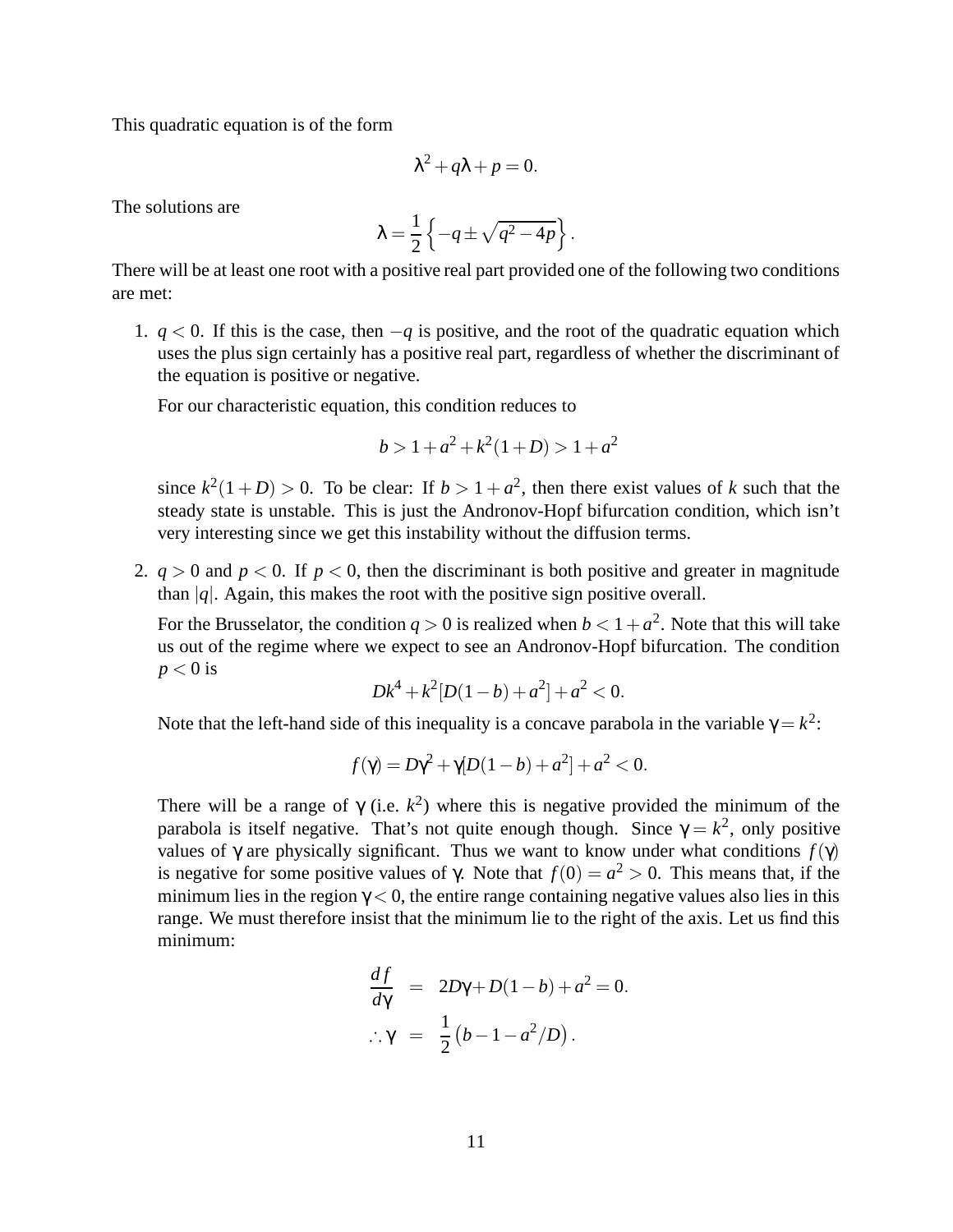This quadratic equation is of the form

$$\lambda^2 + q\lambda + p = 0.$$

The solutions are

$$\lambda = \frac{1}{2}\left\{-q \pm \sqrt{q^2 - 4p}\right\}.$$

There will be at least one root with a positive real part provided one of the following two conditions are met:

1. $q < 0$. If this is the case, then $-q$ is positive, and the root of the quadratic equation which uses the plus sign certainly has a positive real part, regardless of whether the discriminant of the equation is positive or negative.

   For our characteristic equation, this condition reduces to

   $$b > 1 + a^2 + k^2(1 + D) > 1 + a^2$$

   since $k^2(1 + D) > 0$. To be clear: If $b > 1 + a^2$, then there exist values of $k$ such that the steady state is unstable. This is just the Andronov-Hopf bifurcation condition, which isn't very interesting since we get this instability without the diffusion terms.

2. $q > 0$ and $p < 0$. If $p < 0$, then the discriminant is both positive and greater in magnitude than $|q|$. Again, this makes the root with the positive sign positive overall.

   For the Brusselator, the condition $q > 0$ is realized when $b < 1 + a^2$. Note that this will take us out of the regime where we expect to see an Andronov-Hopf bifurcation. The condition $p < 0$ is

   $$Dk^4 + k^2[D(1 - b) + a^2] + a^2 < 0.$$

   Note that the left-hand side of this inequality is a concave parabola in the variable $\gamma = k^2$:

   $$f(\gamma) = D\gamma^2 + \gamma[D(1 - b) + a^2] + a^2 < 0.$$

   There will be a range of $\gamma$ (i.e. $k^2$) where this is negative provided the minimum of the parabola is itself negative. That's not quite enough though. Since $\gamma = k^2$, only positive values of $\gamma$ are physically significant. Thus we want to know under what conditions $f(\gamma)$ is negative for some positive values of $\gamma$. Note that $f(0) = a^2 > 0$. This means that, if the minimum lies in the region $\gamma < 0$, the entire range containing negative values also lies in this range. We must therefore insist that the minimum lie to the right of the axis. Let us find this minimum:

   $$\begin{aligned} \frac{df}{d\gamma} &= 2D\gamma + D(1 - b) + a^2 = 0. \\ \therefore \gamma &= \frac{1}{2}\left(b - 1 - a^2/D\right). \end{aligned}$$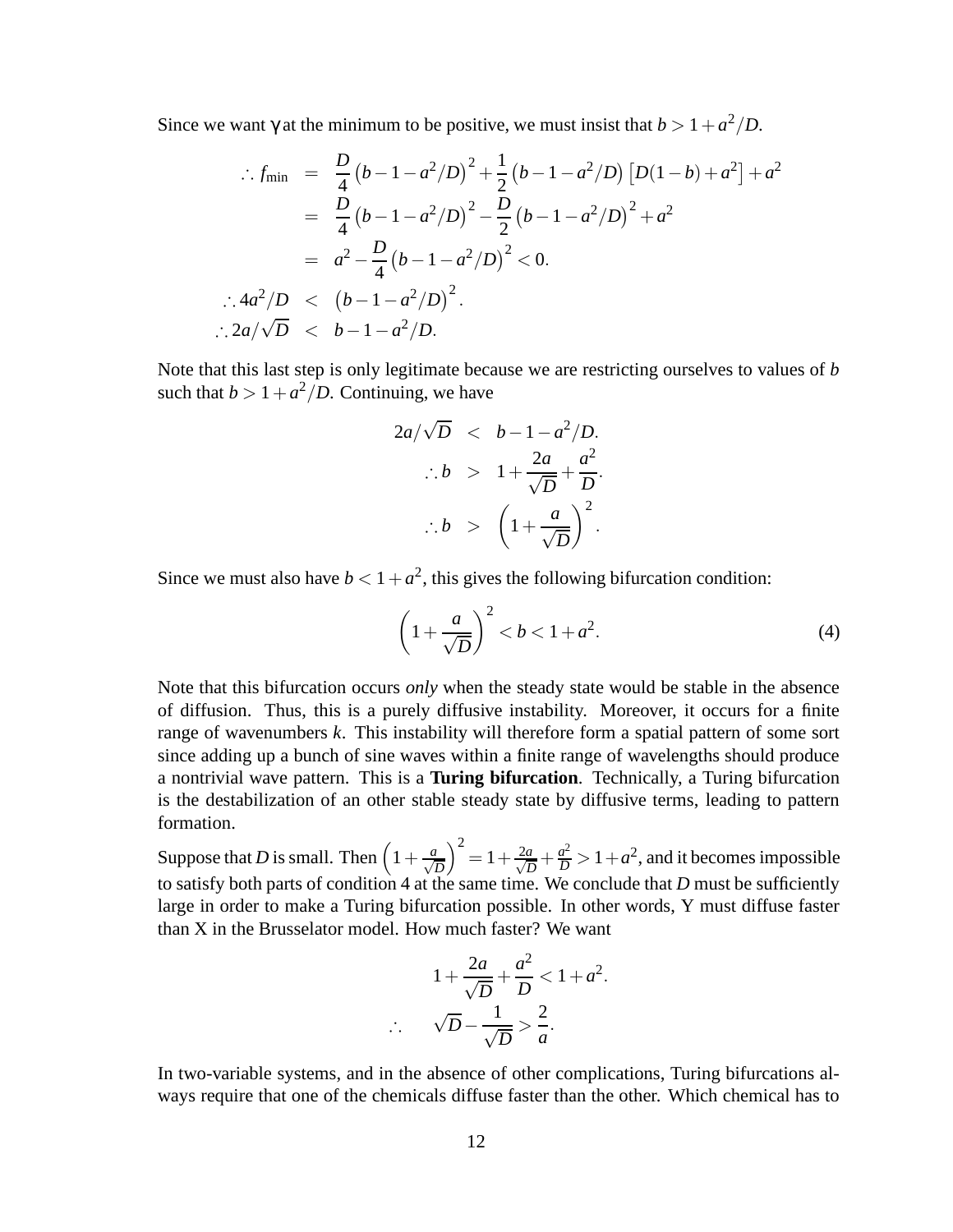Since we want $\gamma$ at the minimum to be positive, we must insist that $b > 1 + a^2/D$.

$$
\begin{aligned}
\therefore f_{\min} &= \frac{D}{4}\left(b - 1 - a^2/D\right)^2 + \frac{1}{2}\left(b - 1 - a^2/D\right)\left[D(1-b) + a^2\right] + a^2 \\
&= \frac{D}{4}\left(b - 1 - a^2/D\right)^2 - \frac{D}{2}\left(b - 1 - a^2/D\right)^2 + a^2 \\
&= a^2 - \frac{D}{4}\left(b - 1 - a^2/D\right)^2 < 0. \\
\therefore 4a^2/D &< \left(b - 1 - a^2/D\right)^2. \\
\therefore 2a/\sqrt{D} &< b - 1 - a^2/D.
\end{aligned}
$$

Note that this last step is only legitimate because we are restricting ourselves to values of $b$ such that $b > 1 + a^2/D$. Continuing, we have

$$
\begin{aligned}
2a/\sqrt{D} &< b - 1 - a^2/D. \\
\therefore b &> 1 + \frac{2a}{\sqrt{D}} + \frac{a^2}{D}. \\
\therefore b &> \left(1 + \frac{a}{\sqrt{D}}\right)^2.
\end{aligned}
$$

Since we must also have $b < 1 + a^2$, this gives the following bifurcation condition:

$$
\left(1 + \frac{a}{\sqrt{D}}\right)^2 < b < 1 + a^2. \tag{4}
$$

Note that this bifurcation occurs *only* when the steady state would be stable in the absence of diffusion. Thus, this is a purely diffusive instability. Moreover, it occurs for a finite range of wavenumbers $k$. This instability will therefore form a spatial pattern of some sort since adding up a bunch of sine waves within a finite range of wavelengths should produce a nontrivial wave pattern. This is a **Turing bifurcation**. Technically, a Turing bifurcation is the destabilization of an other stable steady state by diffusive terms, leading to pattern formation.

Suppose that $D$ is small. Then $\left(1 + \frac{a}{\sqrt{D}}\right)^2 = 1 + \frac{2a}{\sqrt{D}} + \frac{a^2}{D} > 1 + a^2$, and it becomes impossible to satisfy both parts of condition 4 at the same time. We conclude that $D$ must be sufficiently large in order to make a Turing bifurcation possible. In other words, Y must diffuse faster than X in the Brusselator model. How much faster? We want

$$
\begin{aligned}
1 + \frac{2a}{\sqrt{D}} + \frac{a^2}{D} &< 1 + a^2. \\
\therefore \quad \sqrt{D} - \frac{1}{\sqrt{D}} &> \frac{2}{a}.
\end{aligned}
$$

In two-variable systems, and in the absence of other complications, Turing bifurcations always require that one of the chemicals diffuse faster than the other. Which chemical has to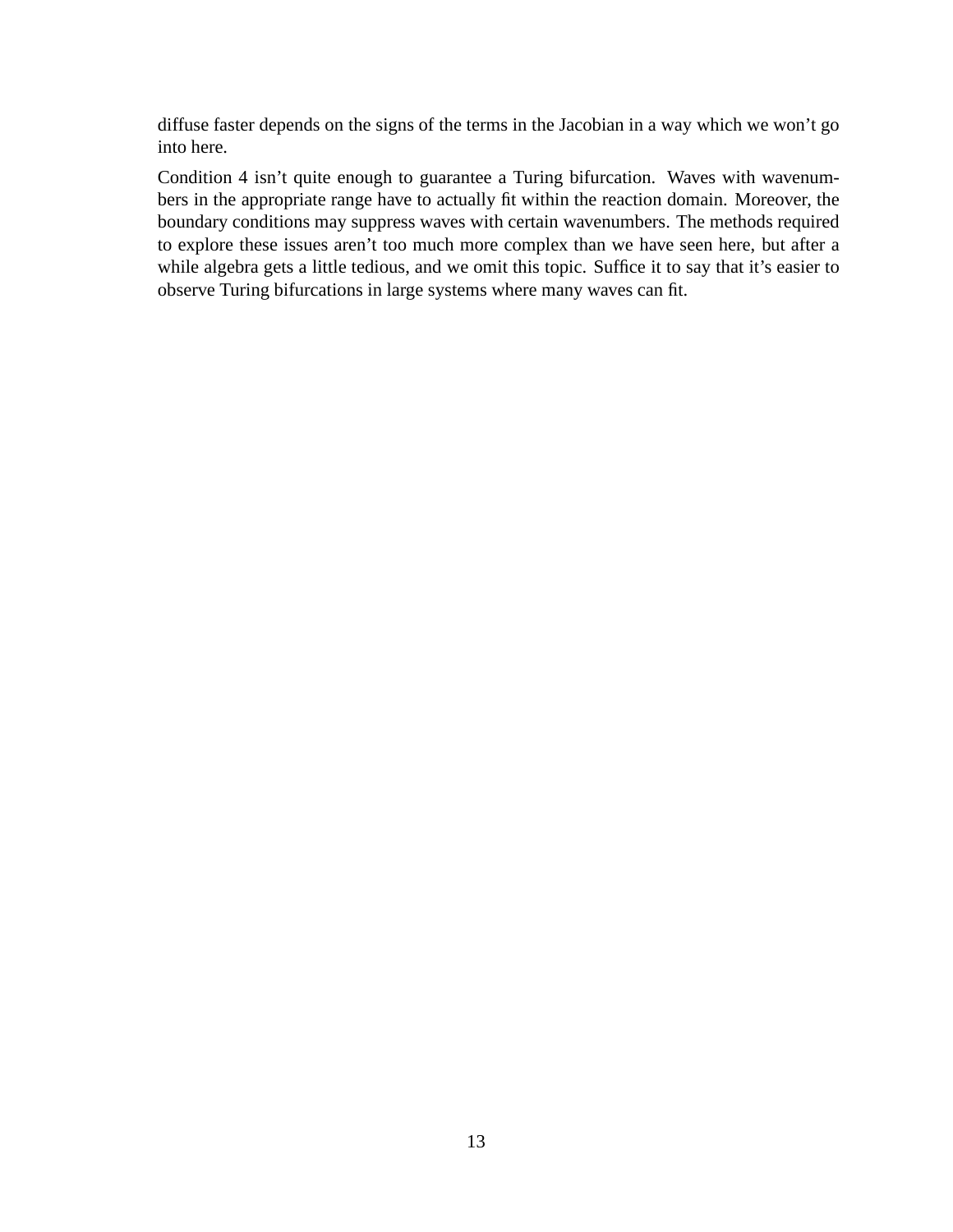diffuse faster depends on the signs of the terms in the Jacobian in a way which we won't go into here.

Condition 4 isn't quite enough to guarantee a Turing bifurcation. Waves with wavenumbers in the appropriate range have to actually fit within the reaction domain. Moreover, the boundary conditions may suppress waves with certain wavenumbers. The methods required to explore these issues aren't too much more complex than we have seen here, but after a while algebra gets a little tedious, and we omit this topic. Suffice it to say that it's easier to observe Turing bifurcations in large systems where many waves can fit.